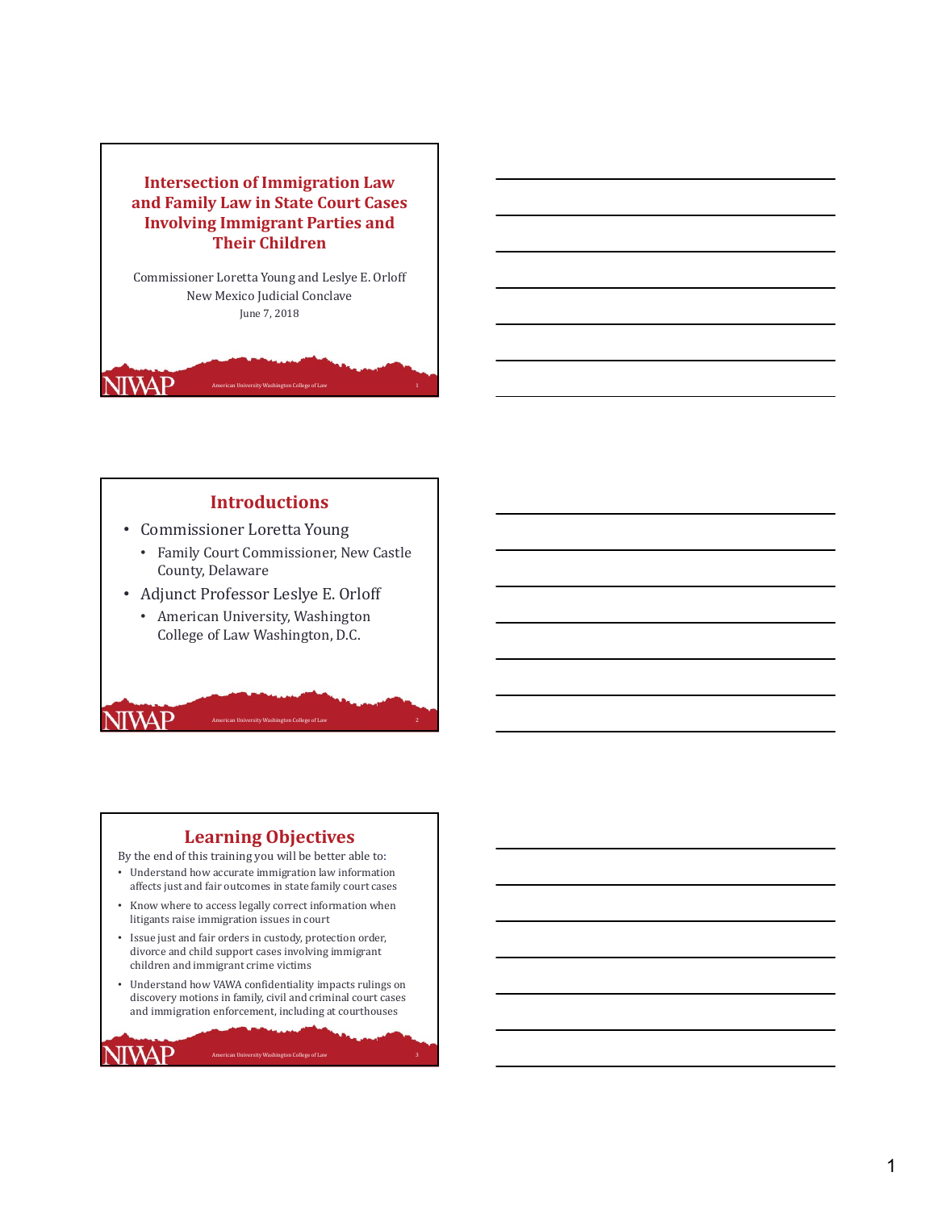# Intersection of Immigration Law and Family Law in State Court Cases Involving Immigrant Parties and Their Children

Commissioner Loretta Young and Leslye E. Orloff
New Mexico Judicial Conclave
June 7, 2018

## Introductions

- Commissioner Loretta Young
  - Family Court Commissioner, New Castle County, Delaware
- Adjunct Professor Leslye E. Orloff
  - American University, Washington College of Law Washington, D.C.

## Learning Objectives

By the end of this training you will be better able to:

- Understand how accurate immigration law information affects just and fair outcomes in state family court cases
- Know where to access legally correct information when litigants raise immigration issues in court
- Issue just and fair orders in custody, protection order, divorce and child support cases involving immigrant children and immigrant crime victims
- Understand how VAWA confidentiality impacts rulings on discovery motions in family, civil and criminal court cases and immigration enforcement, including at courthouses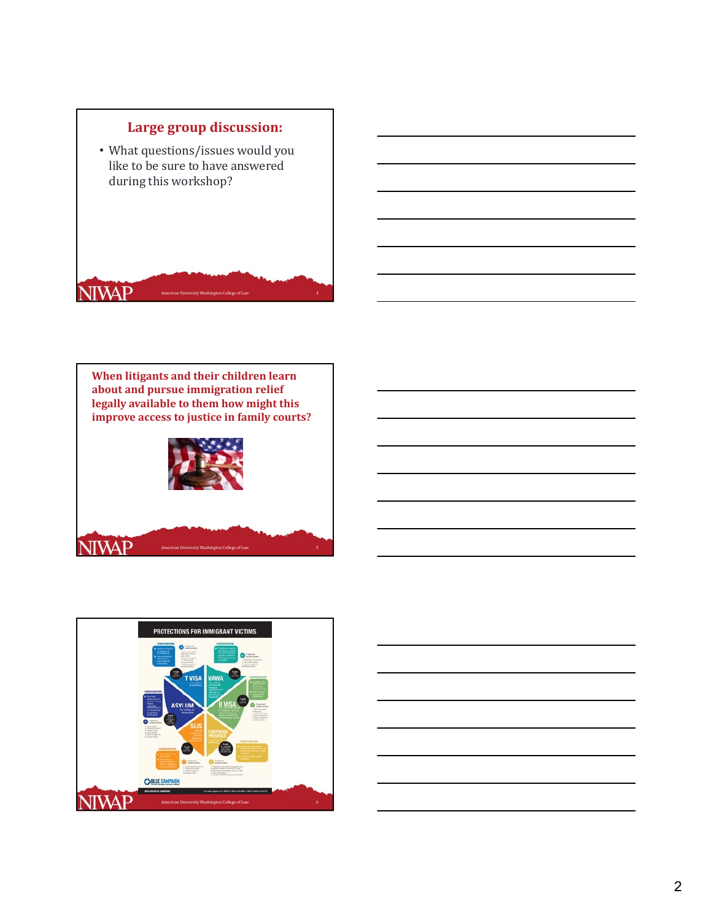## Large group discussion:

- What questions/issues would you like to be sure to have answered during this workshop?

## When litigants and their children learn about and pursue immigration relief legally available to them how might this improve access to justice in family courts?

PROTECTIONS FOR IMMIGRANT VICTIMS

T VISA

VAWA

ASYLUM

U VISA

SIJS

CONTINUED PRESENCE

BLUE CAMPAIGN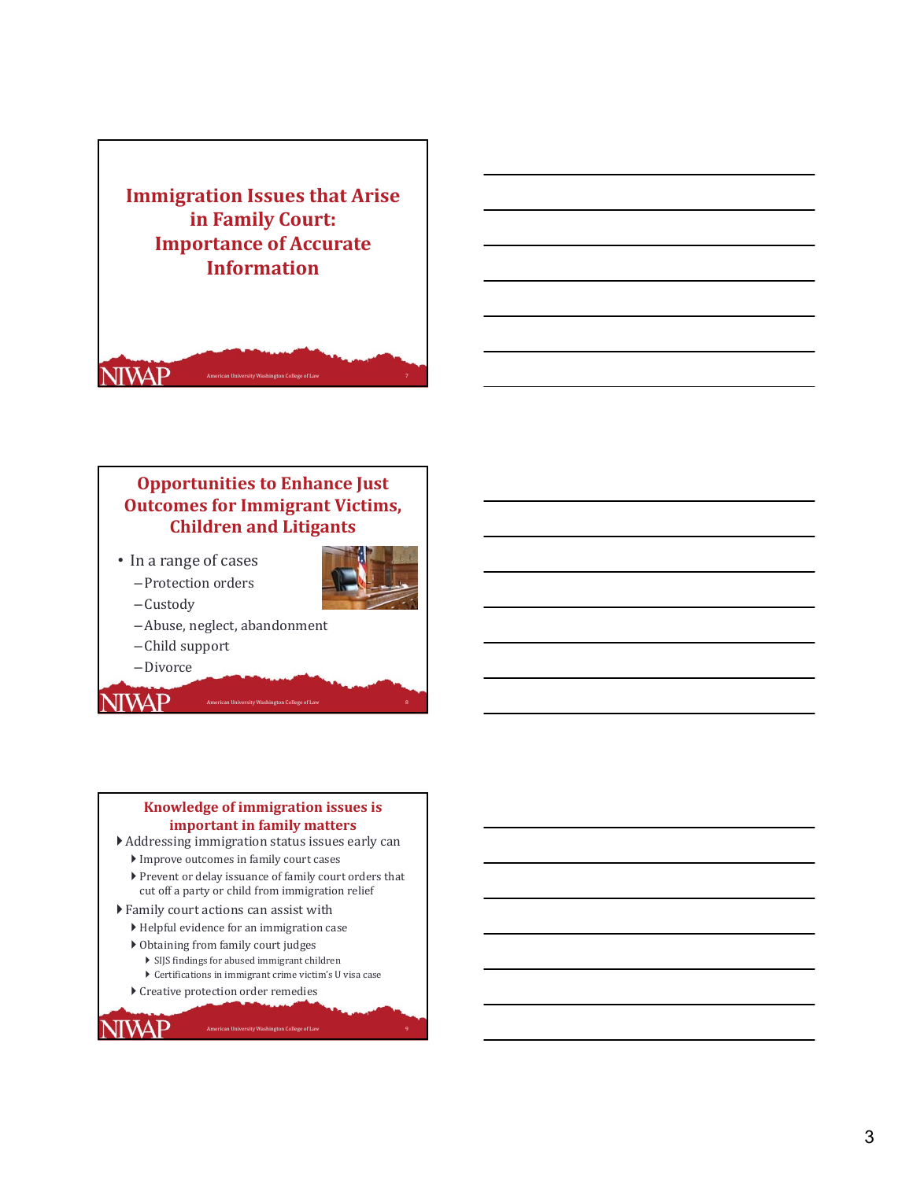## Immigration Issues that Arise in Family Court: Importance of Accurate Information

## Opportunities to Enhance Just Outcomes for Immigrant Victims, Children and Litigants

- In a range of cases
  - Protection orders
  - Custody
  - Abuse, neglect, abandonment
  - Child support
  - Divorce

## Knowledge of immigration issues is important in family matters

- Addressing immigration status issues early can
  - Improve outcomes in family court cases
  - Prevent or delay issuance of family court orders that cut off a party or child from immigration relief
- Family court actions can assist with
  - Helpful evidence for an immigration case
  - Obtaining from family court judges
    - SIJS findings for abused immigrant children
    - Certifications in immigrant crime victim's U visa case
  - Creative protection order remedies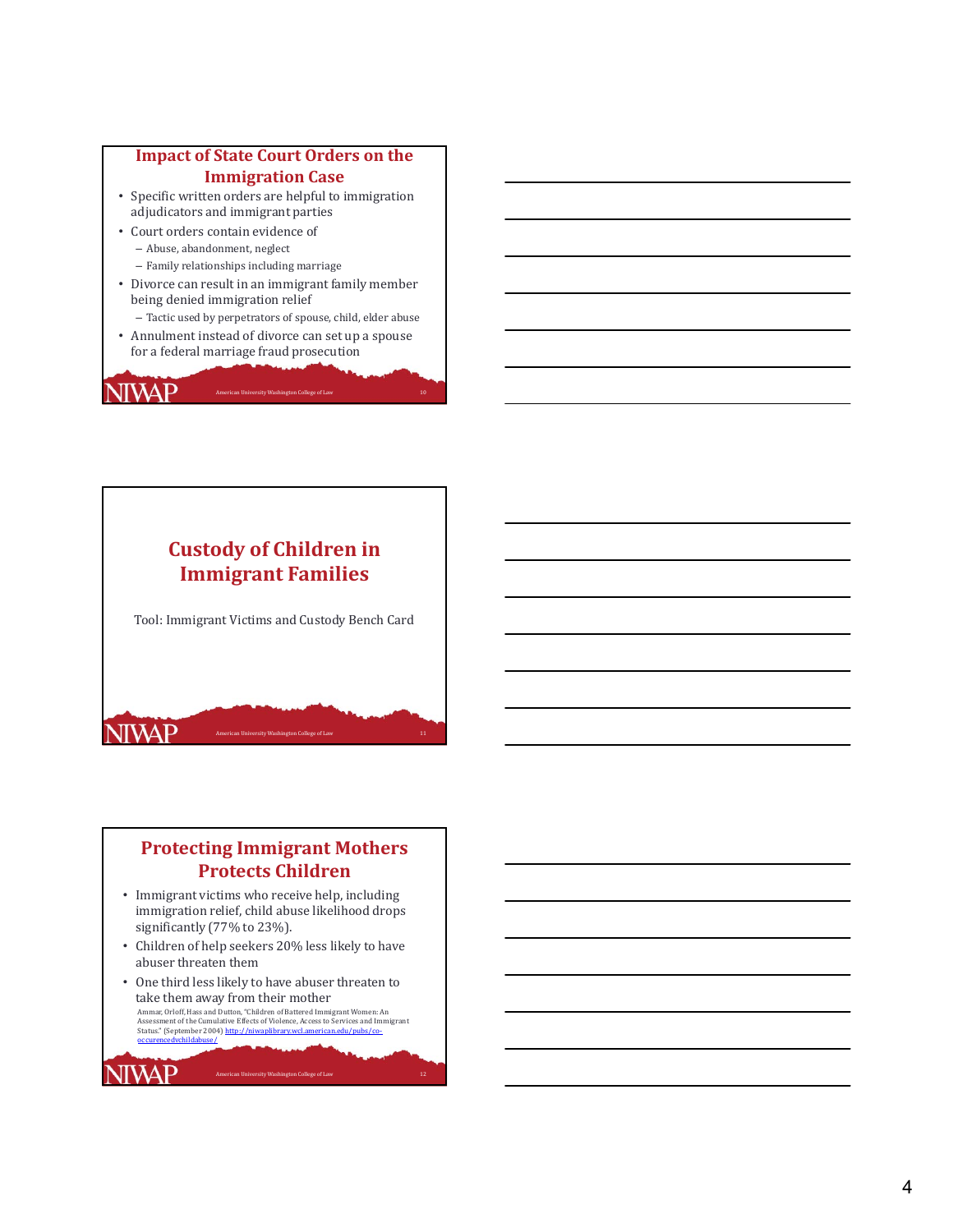## Impact of State Court Orders on the Immigration Case

- Specific written orders are helpful to immigration adjudicators and immigrant parties
- Court orders contain evidence of
  - Abuse, abandonment, neglect
  - Family relationships including marriage
- Divorce can result in an immigrant family member being denied immigration relief
  - Tactic used by perpetrators of spouse, child, elder abuse
- Annulment instead of divorce can set up a spouse for a federal marriage fraud prosecution

## Custody of Children in Immigrant Families

Tool: Immigrant Victims and Custody Bench Card

## Protecting Immigrant Mothers Protects Children

- Immigrant victims who receive help, including immigration relief, child abuse likelihood drops significantly (77% to 23%).
- Children of help seekers 20% less likely to have abuser threaten them
- One third less likely to have abuser threaten to take them away from their mother

Ammar, Orloff, Hass and Dutton, "Children of Battered Immigrant Women: An Assessment of the Cumulative Effects of Violence, Access to Services and Immigrant Status." (September 2004) http://niwaplibrary.wcl.american.edu/pubs/co-occurencedvchildabuse/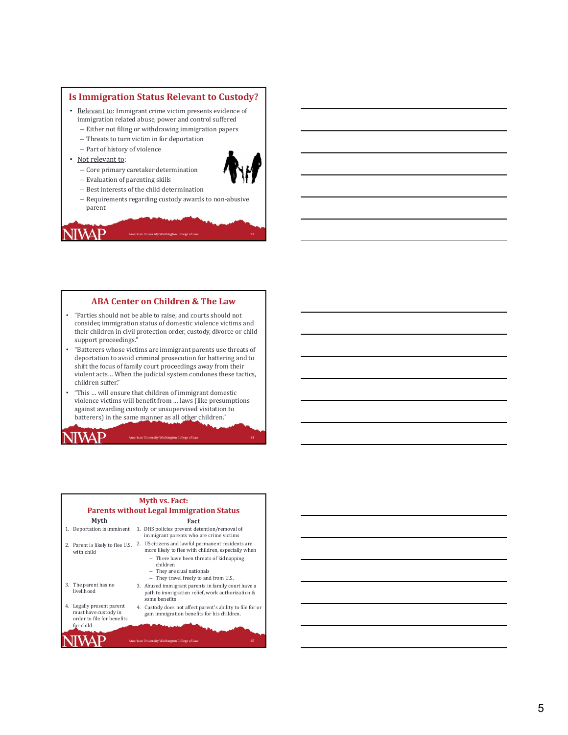## Is Immigration Status Relevant to Custody?

- Relevant to: Immigrant crime victim presents evidence of immigration related abuse, power and control suffered
  - Either not filing or withdrawing immigration papers
  - Threats to turn victim in for deportation
  - Part of history of violence
- Not relevant to:
  - Core primary caretaker determination
  - Evaluation of parenting skills
  - Best interests of the child determination
  - Requirements regarding custody awards to non-abusive parent

## ABA Center on Children & The Law

- "Parties should not be able to raise, and courts should not consider, immigration status of domestic violence victims and their children in civil protection order, custody, divorce or child support proceedings."
- "Batterers whose victims are immigrant parents use threats of deportation to avoid criminal prosecution for battering and to shift the focus of family court proceedings away from their violent acts… When the judicial system condones these tactics, children suffer."
- "This … will ensure that children of immigrant domestic violence victims will benefit from … laws (like presumptions against awarding custody or unsupervised visitation to batterers) in the same manner as all other children."

## Myth vs. Fact: Parents without Legal Immigration Status

| Myth | Fact |
|---|---|
| 1. Deportation is imminent | 1. DHS policies prevent detention/removal of immigrant parents who are crime victims |
| 2. Parent is likely to flee U.S. with child | 2. US citizens and lawful permanent residents are more likely to flee with children, especially when<br>– There have been threats of kidnapping children<br>– They are dual nationals<br>– They travel freely to and from U.S. |
| 3. The parent has no livelihood | 3. Abused immigrant parents in family court have a path to immigration relief, work authorization & some benefits |
| 4. Legally present parent must have custody in order to file for benefits for child | 4. Custody does not affect parent's ability to file for or gain immigration benefits for his children. |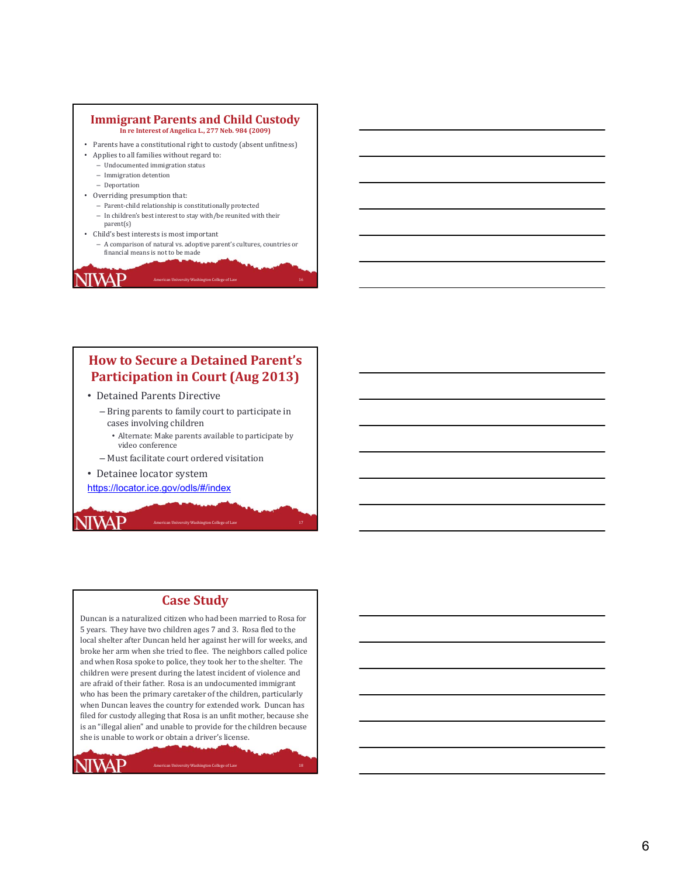## Immigrant Parents and Child Custody

**In re Interest of Angelica L., 277 Neb. 984 (2009)**

- Parents have a constitutional right to custody (absent unfitness)
- Applies to all families without regard to:
  - Undocumented immigration status
  - Immigration detention
  - Deportation
- Overriding presumption that:
  - Parent-child relationship is constitutionally protected
  - In children's best interest to stay with/be reunited with their parent(s)
- Child's best interests is most important
  - A comparison of natural vs. adoptive parent's cultures, countries or financial means is not to be made

## How to Secure a Detained Parent's Participation in Court (Aug 2013)

- Detained Parents Directive
  - Bring parents to family court to participate in cases involving children
    - Alternate: Make parents available to participate by video conference
  - Must facilitate court ordered visitation
- Detainee locator system

https://locator.ice.gov/odls/#/index

## Case Study

Duncan is a naturalized citizen who had been married to Rosa for 5 years. They have two children ages 7 and 3. Rosa fled to the local shelter after Duncan held her against her will for weeks, and broke her arm when she tried to flee. The neighbors called police and when Rosa spoke to police, they took her to the shelter. The children were present during the latest incident of violence and are afraid of their father. Rosa is an undocumented immigrant who has been the primary caretaker of the children, particularly when Duncan leaves the country for extended work. Duncan has filed for custody alleging that Rosa is an unfit mother, because she is an "illegal alien" and unable to provide for the children because she is unable to work or obtain a driver's license.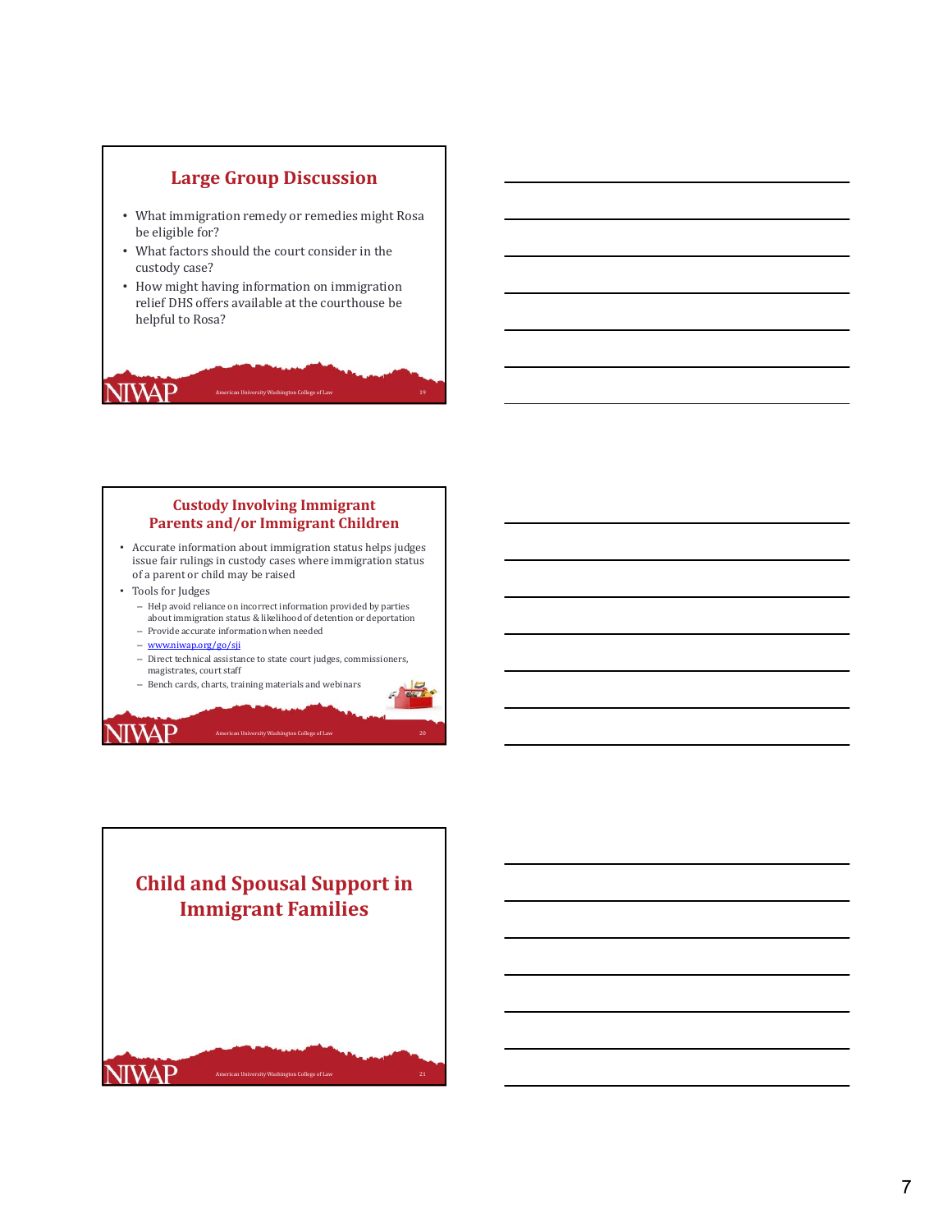## Large Group Discussion

- What immigration remedy or remedies might Rosa be eligible for?
- What factors should the court consider in the custody case?
- How might having information on immigration relief DHS offers available at the courthouse be helpful to Rosa?

## Custody Involving Immigrant Parents and/or Immigrant Children

- Accurate information about immigration status helps judges issue fair rulings in custody cases where immigration status of a parent or child may be raised
- Tools for Judges
  - Help avoid reliance on incorrect information provided by parties about immigration status & likelihood of detention or deportation
  - Provide accurate information when needed
  - www.niwap.org/go/sji
  - Direct technical assistance to state court judges, commissioners, magistrates, court staff
  - Bench cards, charts, training materials and webinars

## Child and Spousal Support in Immigrant Families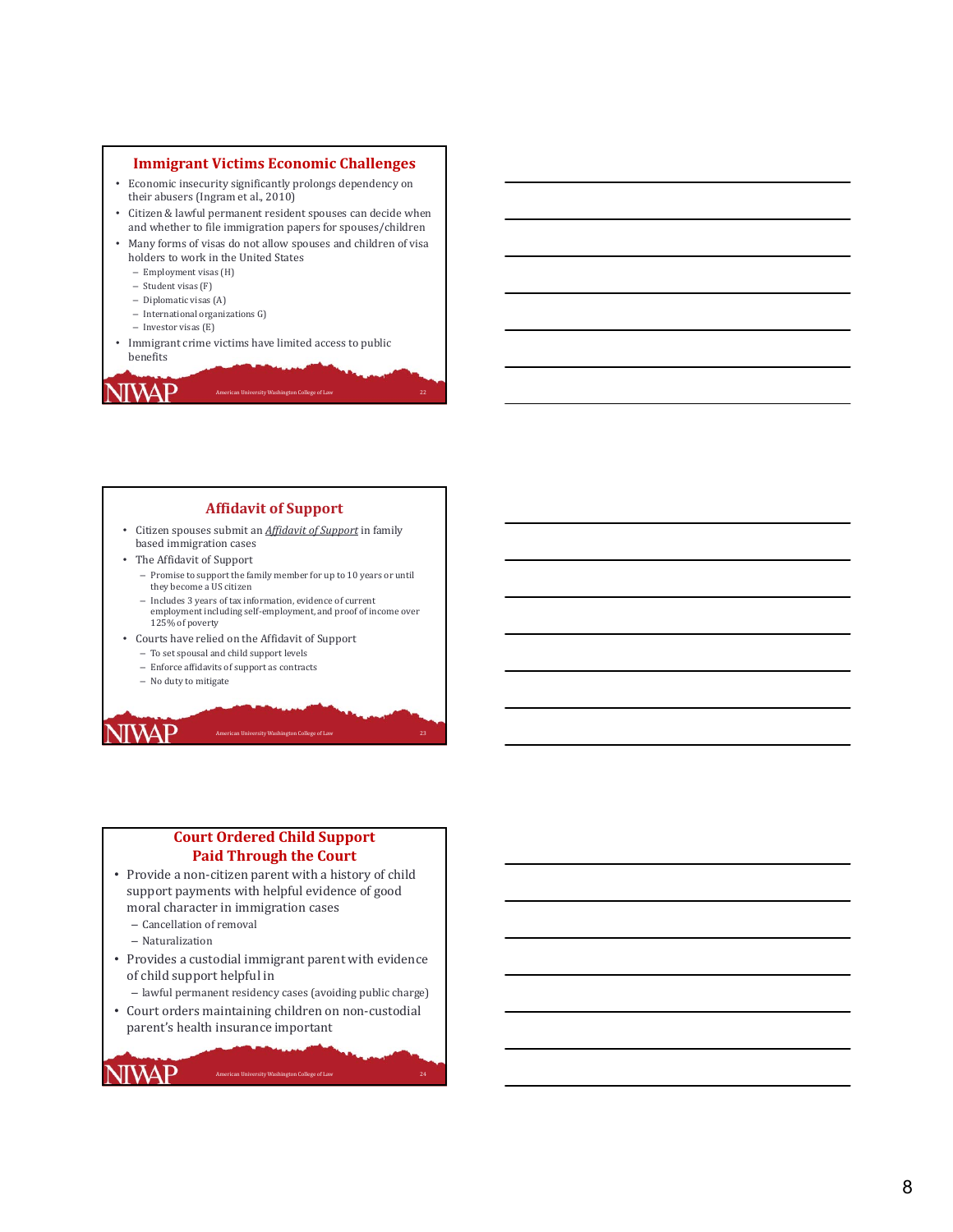## Immigrant Victims Economic Challenges

- Economic insecurity significantly prolongs dependency on their abusers (Ingram et al., 2010)
- Citizen & lawful permanent resident spouses can decide when and whether to file immigration papers for spouses/children
- Many forms of visas do not allow spouses and children of visa holders to work in the United States
  - Employment visas (H)
  - Student visas (F)
  - Diplomatic visas (A)
  - International organizations G)
  - Investor visas (E)
- Immigrant crime victims have limited access to public benefits

NIWAP American University Washington College of Law

## Affidavit of Support

- Citizen spouses submit an *Affidavit of Support* in family based immigration cases
- The Affidavit of Support
  - Promise to support the family member for up to 10 years or until they become a US citizen
  - Includes 3 years of tax information, evidence of current employment including self-employment, and proof of income over 125% of poverty
- Courts have relied on the Affidavit of Support
  - To set spousal and child support levels
  - Enforce affidavits of support as contracts
  - No duty to mitigate

NIWAP American University Washington College of Law

## Court Ordered Child Support Paid Through the Court

- Provide a non-citizen parent with a history of child support payments with helpful evidence of good moral character in immigration cases
  - Cancellation of removal
  - Naturalization
- Provides a custodial immigrant parent with evidence of child support helpful in
  - lawful permanent residency cases (avoiding public charge)
- Court orders maintaining children on non-custodial parent's health insurance important

NIWAP American University Washington College of Law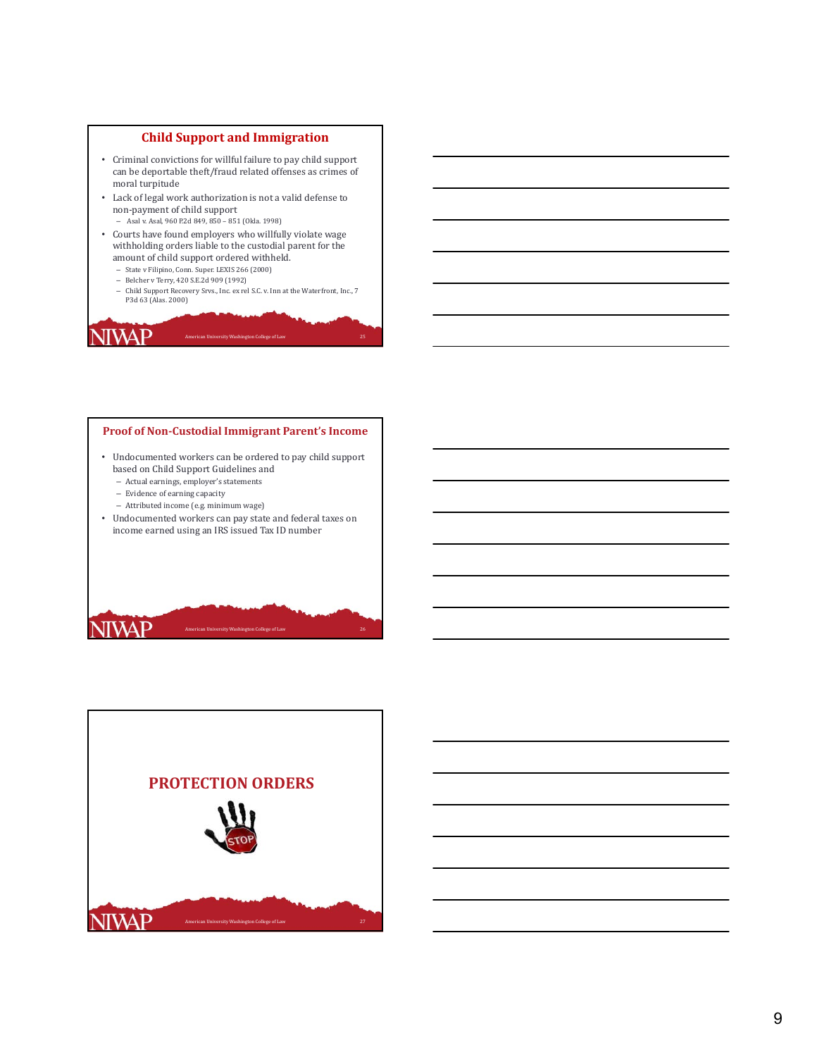## Child Support and Immigration

- Criminal convictions for willful failure to pay child support can be deportable theft/fraud related offenses as crimes of moral turpitude
- Lack of legal work authorization is not a valid defense to non-payment of child support
  - Asal v. Asal, 960 P.2d 849, 850 – 851 (Okla. 1998)
- Courts have found employers who willfully violate wage withholding orders liable to the custodial parent for the amount of child support ordered withheld.
  - State v Filipino, Conn. Super. LEXIS 266 (2000)
  - Belcher v Terry, 420 S.E.2d 909 (1992)
  - Child Support Recovery Srvs., Inc. ex rel S.C. v. Inn at the Waterfront, Inc., 7 P3d 63 (Alas. 2000)

## Proof of Non-Custodial Immigrant Parent's Income

- Undocumented workers can be ordered to pay child support based on Child Support Guidelines and
  - Actual earnings, employer's statements
  - Evidence of earning capacity
  - Attributed income (e.g. minimum wage)
- Undocumented workers can pay state and federal taxes on income earned using an IRS issued Tax ID number

## PROTECTION ORDERS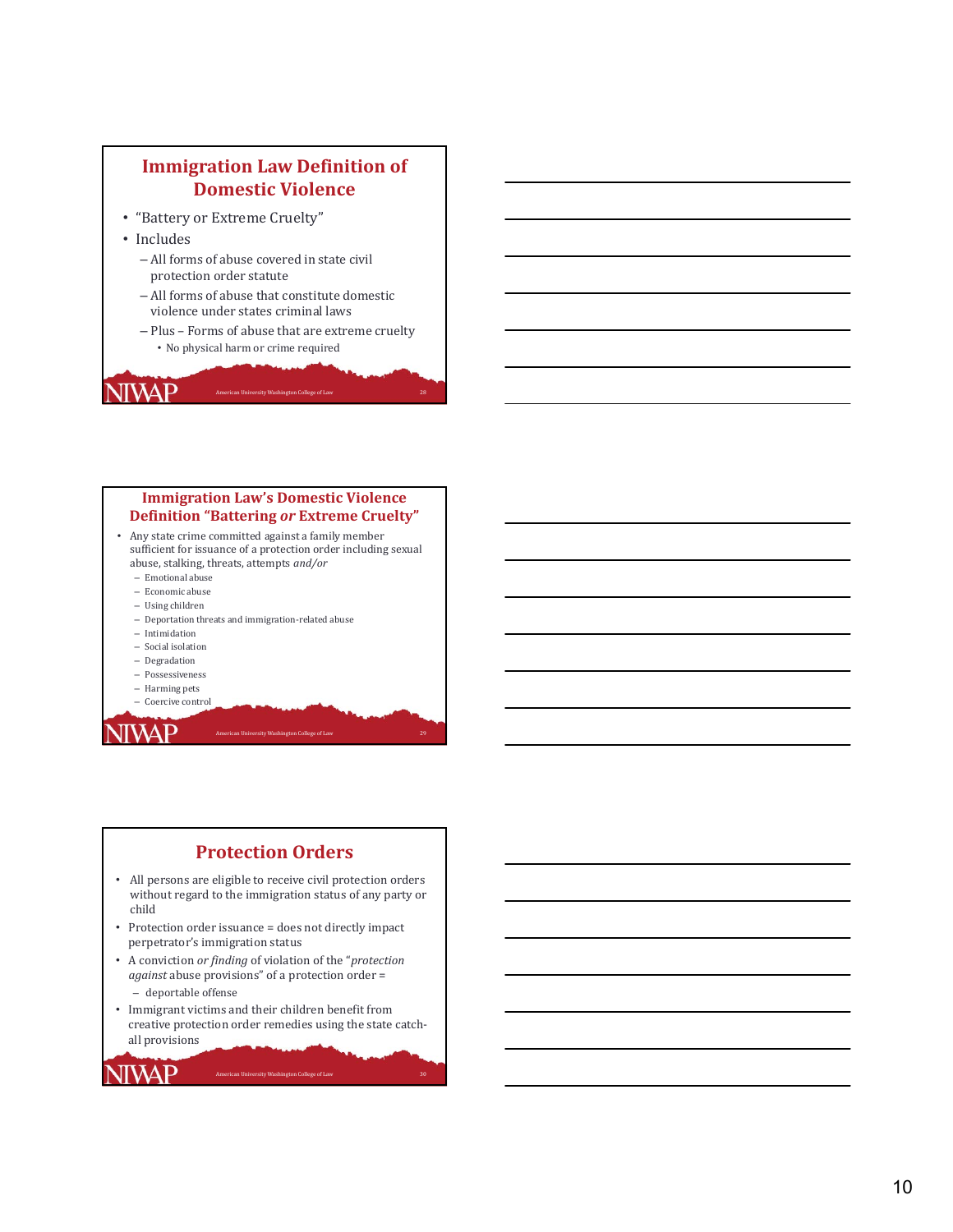## Immigration Law Definition of Domestic Violence

- "Battery or Extreme Cruelty"
- Includes
  - All forms of abuse covered in state civil protection order statute
  - All forms of abuse that constitute domestic violence under states criminal laws
  - Plus – Forms of abuse that are extreme cruelty
    - No physical harm or crime required

## Immigration Law's Domestic Violence Definition "Battering *or* Extreme Cruelty"

- Any state crime committed against a family member sufficient for issuance of a protection order including sexual abuse, stalking, threats, attempts *and/or*
  - Emotional abuse
  - Economic abuse
  - Using children
  - Deportation threats and immigration-related abuse
  - Intimidation
  - Social isolation
  - Degradation
  - Possessiveness
  - Harming pets
  - Coercive control

## Protection Orders

- All persons are eligible to receive civil protection orders without regard to the immigration status of any party or child
- Protection order issuance = does not directly impact perpetrator's immigration status
- A conviction *or finding* of violation of the "*protection against* abuse provisions" of a protection order =
  - deportable offense
- Immigrant victims and their children benefit from creative protection order remedies using the state catch-all provisions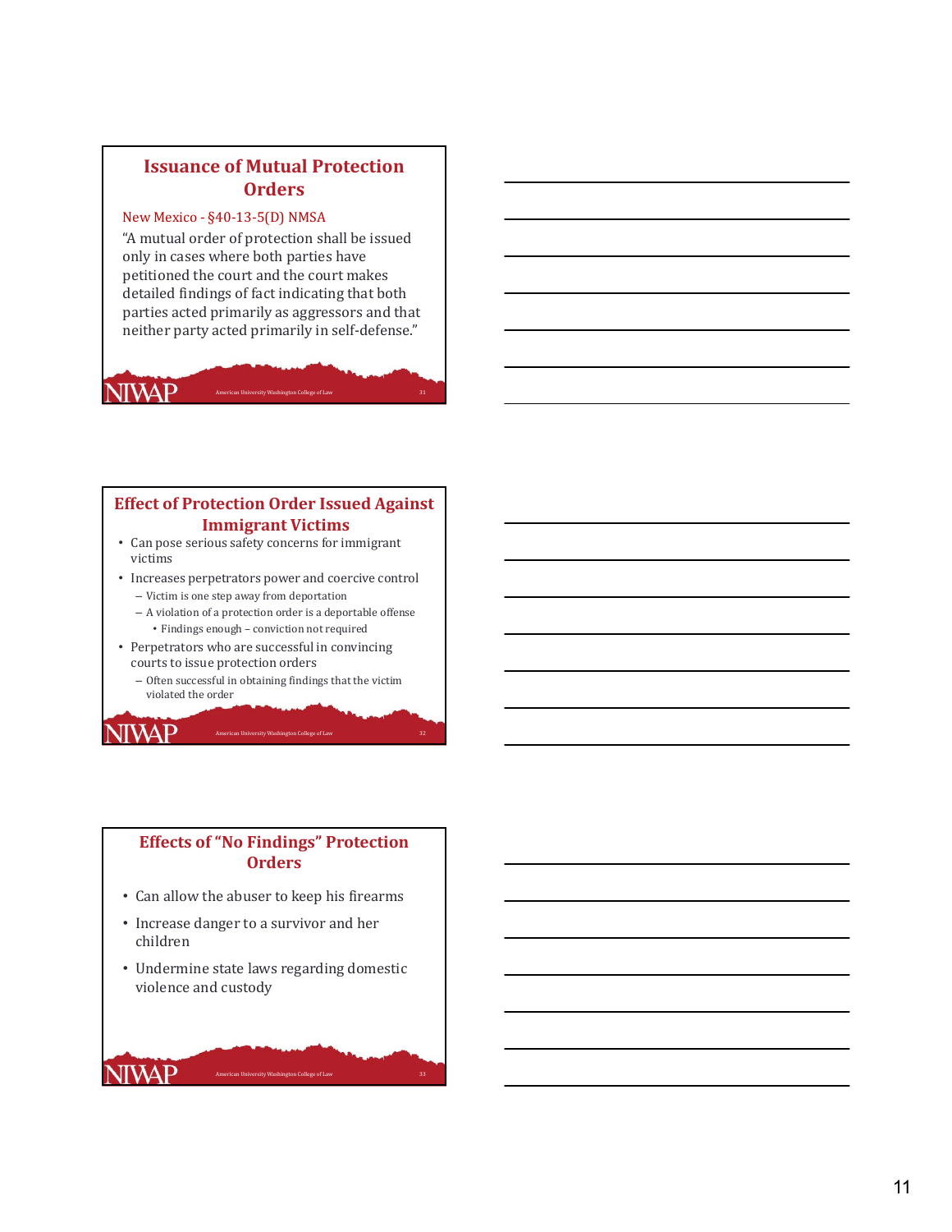## Issuance of Mutual Protection Orders

New Mexico - §40-13-5(D) NMSA

"A mutual order of protection shall be issued only in cases where both parties have petitioned the court and the court makes detailed findings of fact indicating that both parties acted primarily as aggressors and that neither party acted primarily in self-defense."

## Effect of Protection Order Issued Against Immigrant Victims

- Can pose serious safety concerns for immigrant victims
- Increases perpetrators power and coercive control
  - Victim is one step away from deportation
  - A violation of a protection order is a deportable offense
    - Findings enough – conviction not required
- Perpetrators who are successful in convincing courts to issue protection orders
  - Often successful in obtaining findings that the victim violated the order

## Effects of "No Findings" Protection Orders

- Can allow the abuser to keep his firearms
- Increase danger to a survivor and her children
- Undermine state laws regarding domestic violence and custody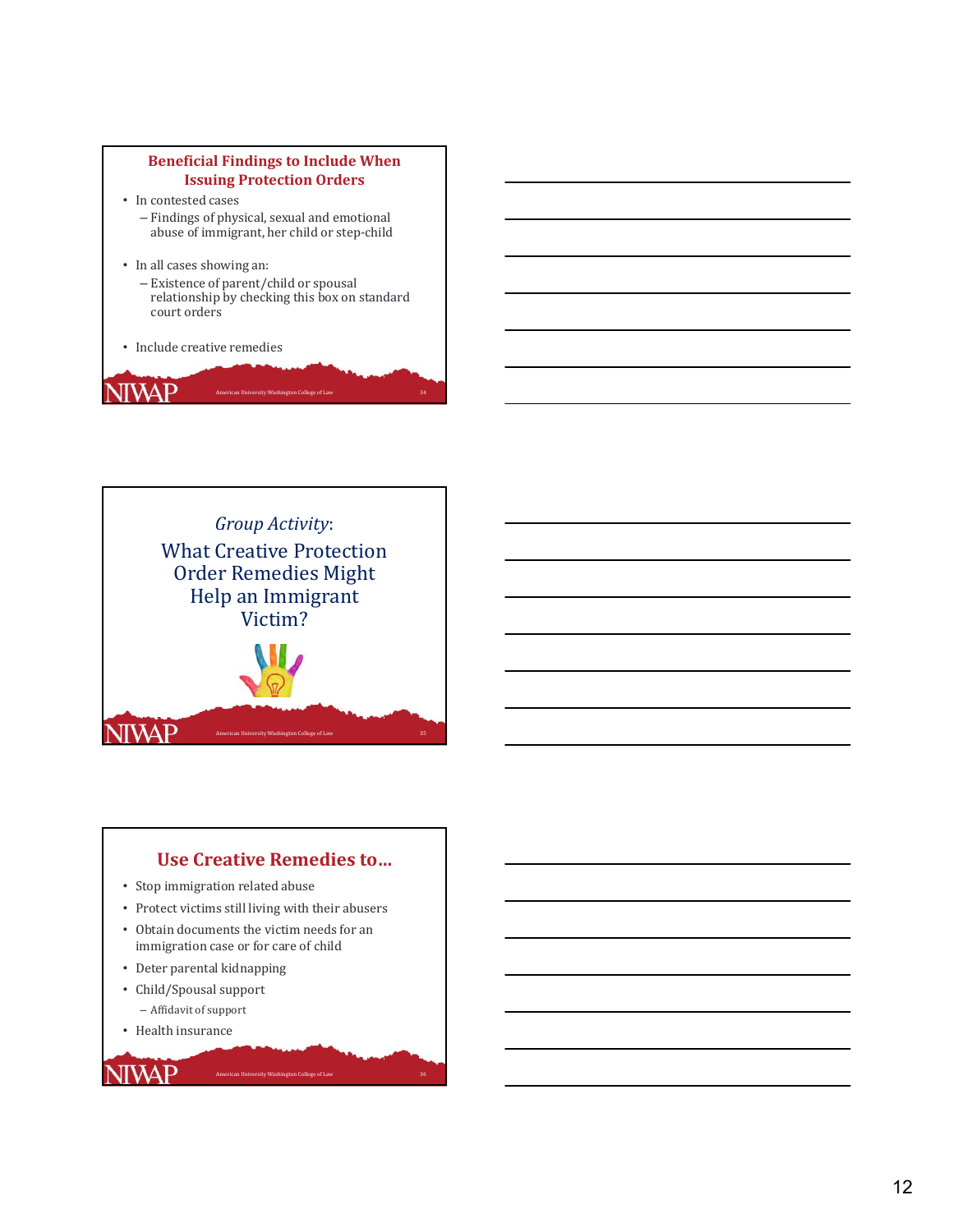## Beneficial Findings to Include When Issuing Protection Orders

- In contested cases
  - Findings of physical, sexual and emotional abuse of immigrant, her child or step-child
- In all cases showing an:
  - Existence of parent/child or spousal relationship by checking this box on standard court orders
- Include creative remedies

## *Group Activity*: What Creative Protection Order Remedies Might Help an Immigrant Victim?

## Use Creative Remedies to…

- Stop immigration related abuse
- Protect victims still living with their abusers
- Obtain documents the victim needs for an immigration case or for care of child
- Deter parental kidnapping
- Child/Spousal support
  - Affidavit of support
- Health insurance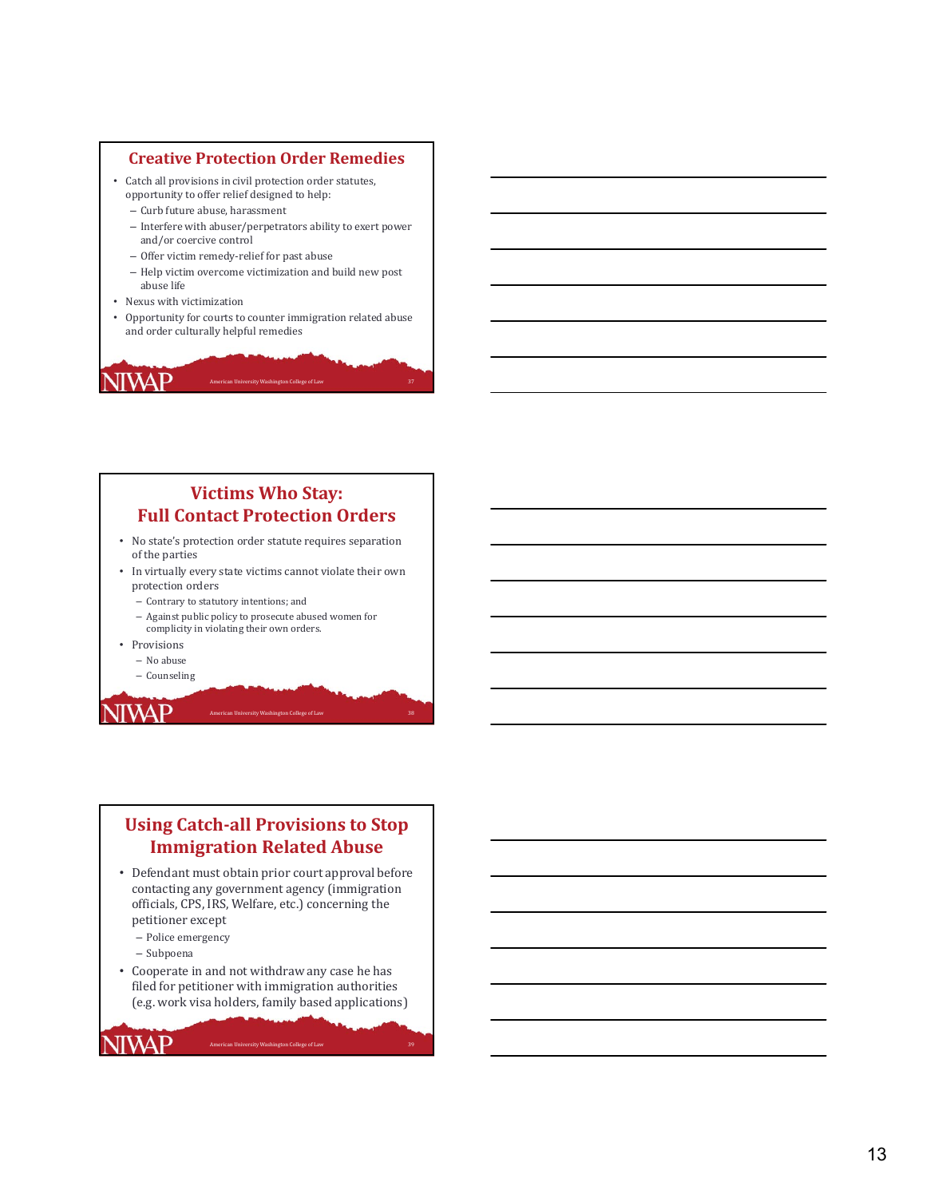## Creative Protection Order Remedies

- Catch all provisions in civil protection order statutes, opportunity to offer relief designed to help:
  - Curb future abuse, harassment
  - Interfere with abuser/perpetrators ability to exert power and/or coercive control
  - Offer victim remedy-relief for past abuse
  - Help victim overcome victimization and build new post abuse life
- Nexus with victimization
- Opportunity for courts to counter immigration related abuse and order culturally helpful remedies

## Victims Who Stay: Full Contact Protection Orders

- No state's protection order statute requires separation of the parties
- In virtually every state victims cannot violate their own protection orders
  - Contrary to statutory intentions; and
  - Against public policy to prosecute abused women for complicity in violating their own orders.
- Provisions
  - No abuse
  - Counseling

## Using Catch-all Provisions to Stop Immigration Related Abuse

- Defendant must obtain prior court approval before contacting any government agency (immigration officials, CPS, IRS, Welfare, etc.) concerning the petitioner except
  - Police emergency
  - Subpoena
- Cooperate in and not withdraw any case he has filed for petitioner with immigration authorities (e.g. work visa holders, family based applications)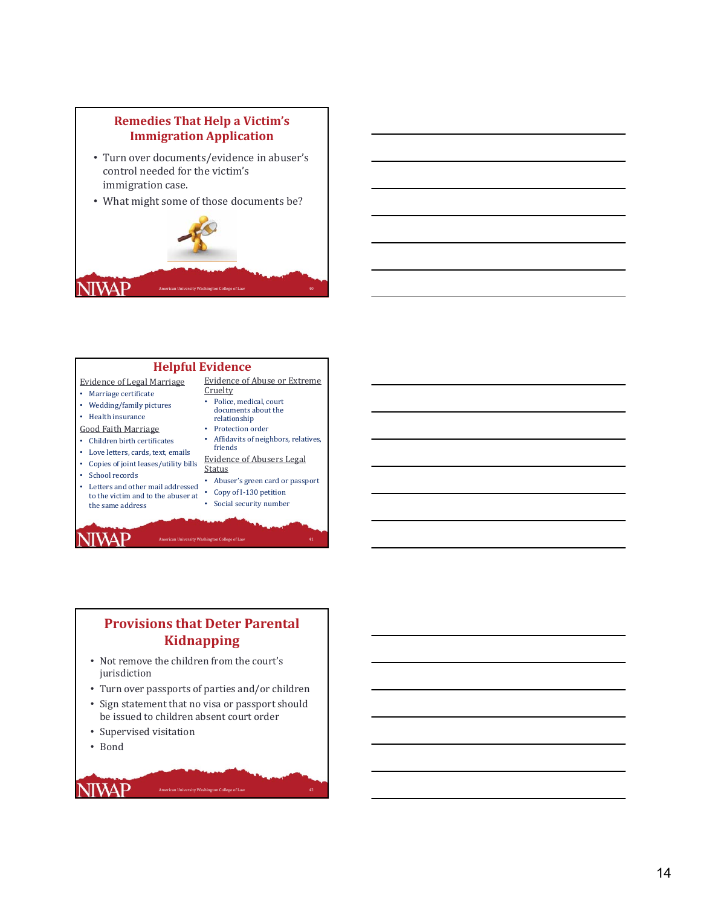## Remedies That Help a Victim's Immigration Application

- Turn over documents/evidence in abuser's control needed for the victim's immigration case.
- What might some of those documents be?

## Helpful Evidence

Evidence of Legal Marriage

- Marriage certificate
- Wedding/family pictures
- Health insurance

Good Faith Marriage

- Children birth certificates
- Love letters, cards, text, emails
- Copies of joint leases/utility bills
- School records
- Letters and other mail addressed to the victim and to the abuser at the same address

Evidence of Abuse or Extreme Cruelty

- Police, medical, court documents about the relationship
- Protection order
- Affidavits of neighbors, relatives, friends

Evidence of Abusers Legal Status

- Abuser's green card or passport
- Copy of I-130 petition
- Social security number

## Provisions that Deter Parental Kidnapping

- Not remove the children from the court's jurisdiction
- Turn over passports of parties and/or children
- Sign statement that no visa or passport should be issued to children absent court order
- Supervised visitation
- Bond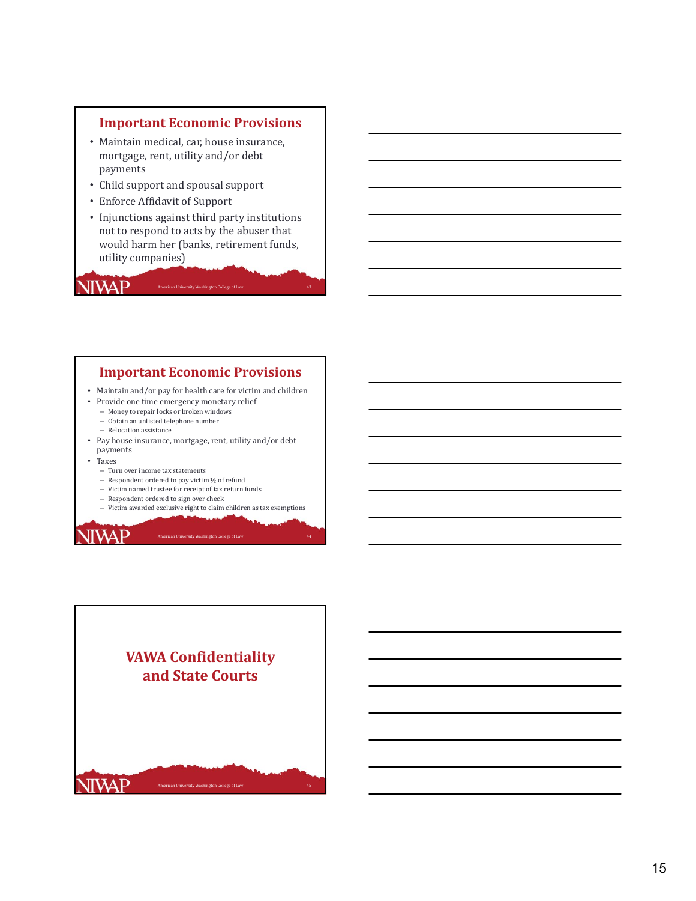## Important Economic Provisions

- Maintain medical, car, house insurance, mortgage, rent, utility and/or debt payments
- Child support and spousal support
- Enforce Affidavit of Support
- Injunctions against third party institutions not to respond to acts by the abuser that would harm her (banks, retirement funds, utility companies)

## Important Economic Provisions

- Maintain and/or pay for health care for victim and children
- Provide one time emergency monetary relief
  - Money to repair locks or broken windows
  - Obtain an unlisted telephone number
  - Relocation assistance
- Pay house insurance, mortgage, rent, utility and/or debt payments
- Taxes
  - Turn over income tax statements
  - Respondent ordered to pay victim ½ of refund
  - Victim named trustee for receipt of tax return funds
  - Respondent ordered to sign over check
  - Victim awarded exclusive right to claim children as tax exemptions

## VAWA Confidentiality and State Courts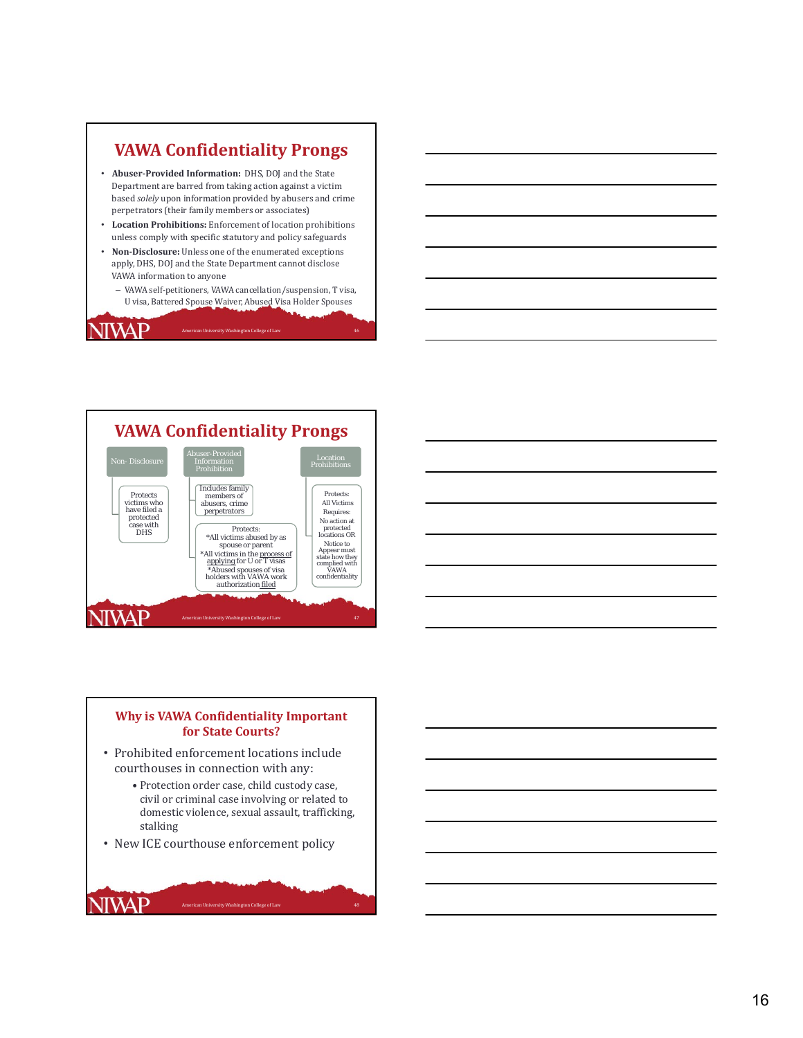## VAWA Confidentiality Prongs

- **Abuser-Provided Information:** DHS, DOJ and the State Department are barred from taking action against a victim based *solely* upon information provided by abusers and crime perpetrators (their family members or associates)
- **Location Prohibitions:** Enforcement of location prohibitions unless comply with specific statutory and policy safeguards
- **Non-Disclosure:** Unless one of the enumerated exceptions apply, DHS, DOJ and the State Department cannot disclose VAWA information to anyone
  - VAWA self-petitioners, VAWA cancellation/suspension, T visa, U visa, Battered Spouse Waiver, Abused Visa Holder Spouses

## VAWA Confidentiality Prongs

- **Non- Disclosure**
  - Protects victims who have filed a protected case with DHS
- **Abuser-Provided Information Prohibition**
  - Includes family members of abusers, crime perpetrators
  - Protects:
    - *All victims abused by as spouse or parent
    - *All victims in the process of applying for U or T visas
    - *Abused spouses of visa holders with VAWA work authorization filed
- **Location Prohibitions**
  - Protects: All Victims
  - Requires: No action at protected locations OR Notice to Appear must state how they complied with VAWA confidentiality

## Why is VAWA Confidentiality Important for State Courts?

- Prohibited enforcement locations include courthouses in connection with any:
  - Protection order case, child custody case, civil or criminal case involving or related to domestic violence, sexual assault, trafficking, stalking
- New ICE courthouse enforcement policy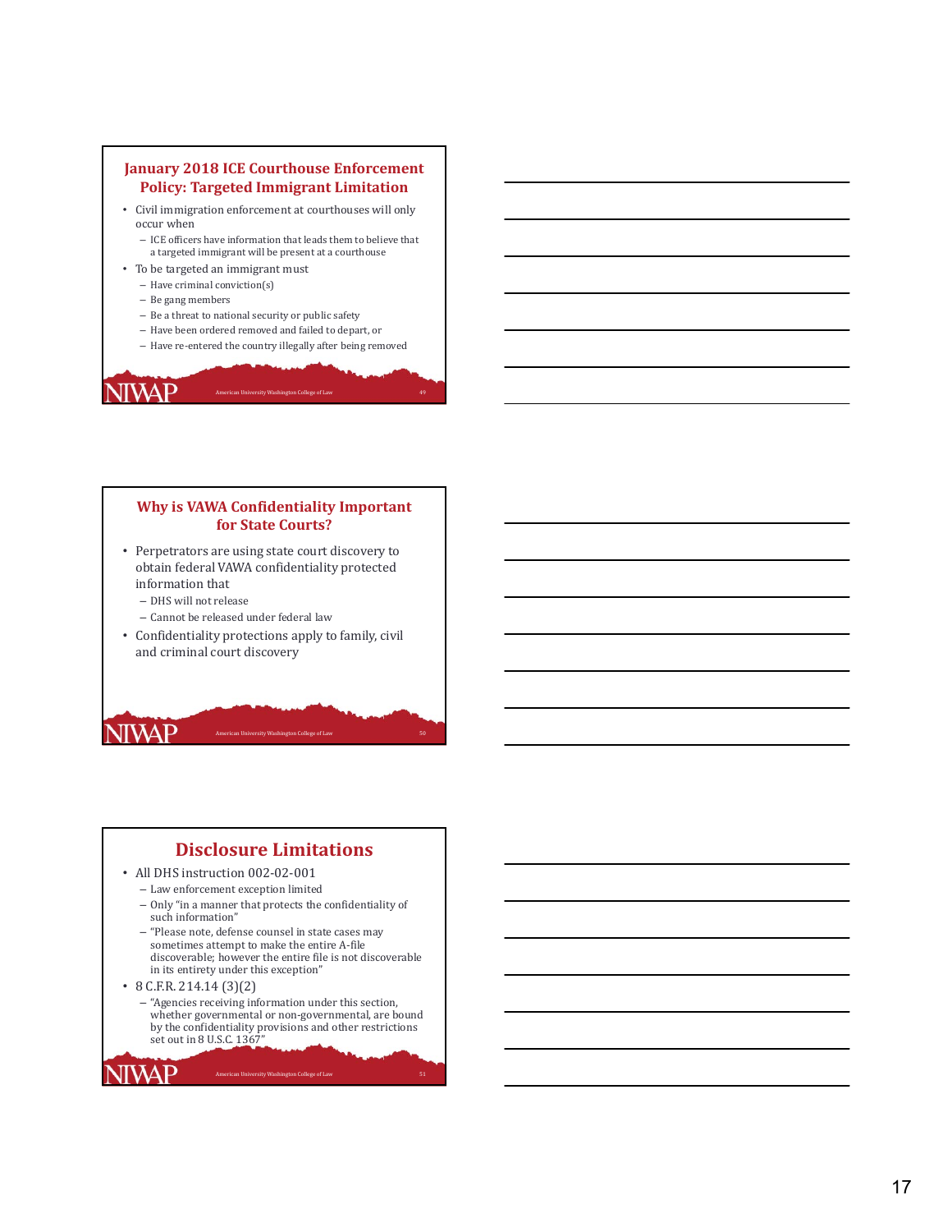## January 2018 ICE Courthouse Enforcement Policy: Targeted Immigrant Limitation

- Civil immigration enforcement at courthouses will only occur when
  - ICE officers have information that leads them to believe that a targeted immigrant will be present at a courthouse
- To be targeted an immigrant must
  - Have criminal conviction(s)
  - Be gang members
  - Be a threat to national security or public safety
  - Have been ordered removed and failed to depart, or
  - Have re-entered the country illegally after being removed

## Why is VAWA Confidentiality Important for State Courts?

- Perpetrators are using state court discovery to obtain federal VAWA confidentiality protected information that
  - DHS will not release
  - Cannot be released under federal law
- Confidentiality protections apply to family, civil and criminal court discovery

## Disclosure Limitations

- All DHS instruction 002-02-001
  - Law enforcement exception limited
  - Only "in a manner that protects the confidentiality of such information"
  - "Please note, defense counsel in state cases may sometimes attempt to make the entire A-file discoverable; however the entire file is not discoverable in its entirety under this exception"
- 8 C.F.R. 214.14 (3)(2)
  - "Agencies receiving information under this section, whether governmental or non-governmental, are bound by the confidentiality provisions and other restrictions set out in 8 U.S.C. 1367"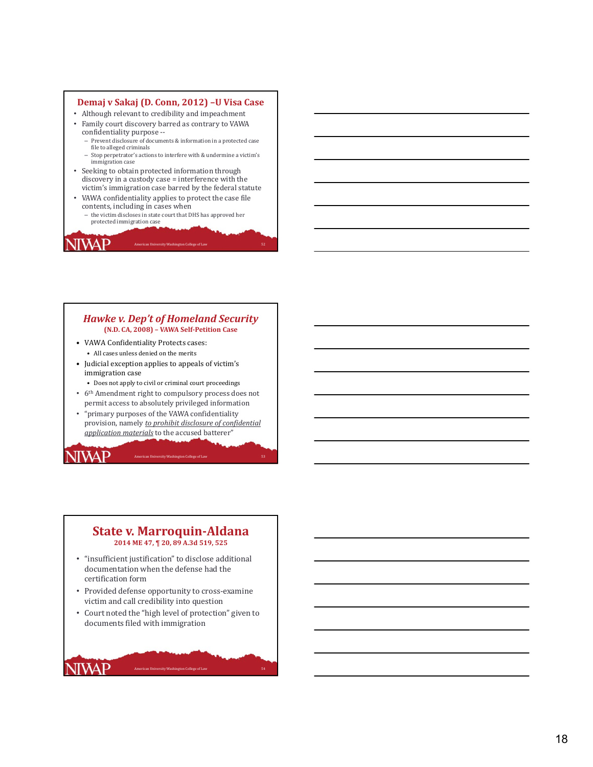## Demaj v Sakaj (D. Conn, 2012) –U Visa Case

- Although relevant to credibility and impeachment
- Family court discovery barred as contrary to VAWA confidentiality purpose --
  - Prevent disclosure of documents & information in a protected case file to alleged criminals
  - Stop perpetrator's actions to interfere with & undermine a victim's immigration case
- Seeking to obtain protected information through discovery in a custody case = interference with the victim's immigration case barred by the federal statute
- VAWA confidentiality applies to protect the case file contents, including in cases when
  - the victim discloses in state court that DHS has approved her protected immigration case

NIWAP American University Washington College of Law

## *Hawke v. Dep't of Homeland Security*

**(N.D. CA, 2008) – VAWA Self-Petition Case**

- VAWA Confidentiality Protects cases:
  - All cases unless denied on the merits
- Judicial exception applies to appeals of victim's immigration case
  - Does not apply to civil or criminal court proceedings
- 6th Amendment right to compulsory process does not permit access to absolutely privileged information
- "primary purposes of the VAWA confidentiality provision, namely *to prohibit disclosure of confidential application materials* to the accused batterer"

NIWAP American University Washington College of Law

## State v. Marroquin-Aldana

**2014 ME 47, ¶ 20, 89 A.3d 519, 525**

- "insufficient justification" to disclose additional documentation when the defense had the certification form
- Provided defense opportunity to cross-examine victim and call credibility into question
- Court noted the "high level of protection" given to documents filed with immigration

NIWAP American University Washington College of Law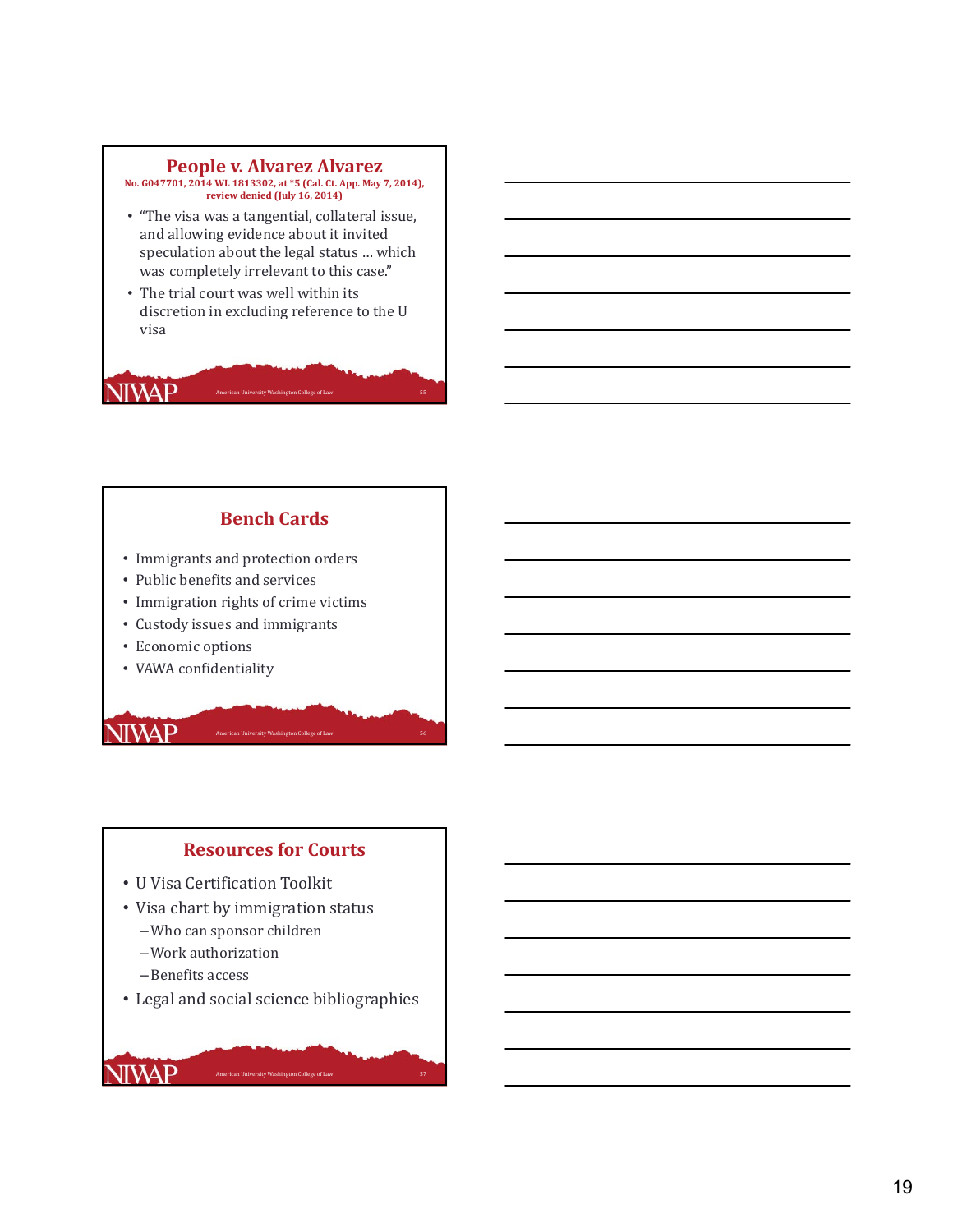## People v. Alvarez Alvarez

**No. G047701, 2014 WL 1813302, at *5 (Cal. Ct. App. May 7, 2014), review denied (July 16, 2014)**

- "The visa was a tangential, collateral issue, and allowing evidence about it invited speculation about the legal status … which was completely irrelevant to this case."
- The trial court was well within its discretion in excluding reference to the U visa

## Bench Cards

- Immigrants and protection orders
- Public benefits and services
- Immigration rights of crime victims
- Custody issues and immigrants
- Economic options
- VAWA confidentiality

## Resources for Courts

- U Visa Certification Toolkit
- Visa chart by immigration status
  - Who can sponsor children
  - Work authorization
  - Benefits access
- Legal and social science bibliographies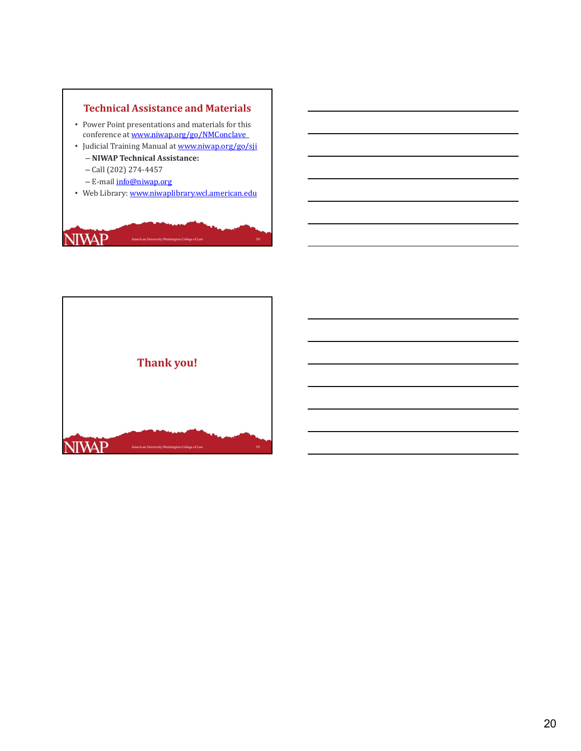## Technical Assistance and Materials

- Power Point presentations and materials for this conference at www.niwap.org/go/NMConclave
- Judicial Training Manual at www.niwap.org/go/sji
  - **NIWAP Technical Assistance:**
  - Call (202) 274-4457
  - E-mail info@niwap.org
- Web Library: www.niwaplibrary.wcl.american.edu

NIWAP American University Washington College of Law

## Thank you!

NIWAP American University Washington College of Law